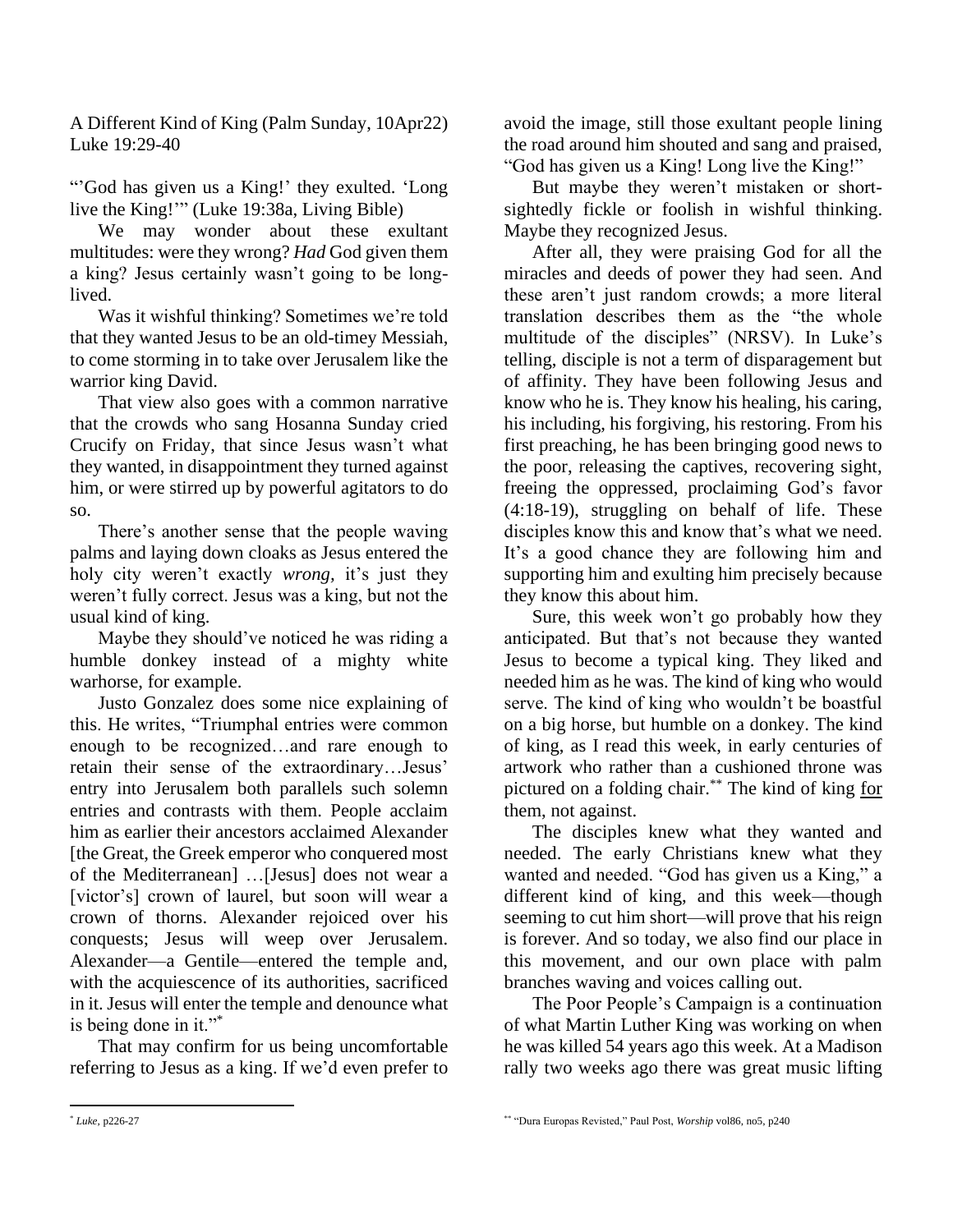A Different Kind of King (Palm Sunday, 10Apr22)
Luke 19:29-40

"'God has given us a King!' they exulted. 'Long live the King!'" (Luke 19:38a, Living Bible)

We may wonder about these exultant multitudes: were they wrong? *Had* God given them a king? Jesus certainly wasn't going to be long-lived.

Was it wishful thinking? Sometimes we're told that they wanted Jesus to be an old-timey Messiah, to come storming in to take over Jerusalem like the warrior king David.

That view also goes with a common narrative that the crowds who sang Hosanna Sunday cried Crucify on Friday, that since Jesus wasn't what they wanted, in disappointment they turned against him, or were stirred up by powerful agitators to do so.

There's another sense that the people waving palms and laying down cloaks as Jesus entered the holy city weren't exactly *wrong*, it's just they weren't fully correct. Jesus was a king, but not the usual kind of king.

Maybe they should've noticed he was riding a humble donkey instead of a mighty white warhorse, for example.

Justo Gonzalez does some nice explaining of this. He writes, "Triumphal entries were common enough to be recognized…and rare enough to retain their sense of the extraordinary…Jesus' entry into Jerusalem both parallels such solemn entries and contrasts with them. People acclaim him as earlier their ancestors acclaimed Alexander [the Great, the Greek emperor who conquered most of the Mediterranean] …[Jesus] does not wear a [victor's] crown of laurel, but soon will wear a crown of thorns. Alexander rejoiced over his conquests; Jesus will weep over Jerusalem. Alexander—a Gentile—entered the temple and, with the acquiescence of its authorities, sacrificed in it. Jesus will enter the temple and denounce what is being done in it."[*]

That may confirm for us being uncomfortable referring to Jesus as a king. If we'd even prefer to avoid the image, still those exultant people lining the road around him shouted and sang and praised, "God has given us a King! Long live the King!"

But maybe they weren't mistaken or short-sightedly fickle or foolish in wishful thinking. Maybe they recognized Jesus.

After all, they were praising God for all the miracles and deeds of power they had seen. And these aren't just random crowds; a more literal translation describes them as the "the whole multitude of the disciples" (NRSV). In Luke's telling, disciple is not a term of disparagement but of affinity. They have been following Jesus and know who he is. They know his healing, his caring, his including, his forgiving, his restoring. From his first preaching, he has been bringing good news to the poor, releasing the captives, recovering sight, freeing the oppressed, proclaiming God's favor (4:18-19), struggling on behalf of life. These disciples know this and know that's what we need. It's a good chance they are following him and supporting him and exulting him precisely because they know this about him.

Sure, this week won't go probably how they anticipated. But that's not because they wanted Jesus to become a typical king. They liked and needed him as he was. The kind of king who would serve. The kind of king who wouldn't be boastful on a big horse, but humble on a donkey. The kind of king, as I read this week, in early centuries of artwork who rather than a cushioned throne was pictured on a folding chair.[**] The kind of king <u>for</u> them, not against.

The disciples knew what they wanted and needed. The early Christians knew what they wanted and needed. "God has given us a King," a different kind of king, and this week—though seeming to cut him short—will prove that his reign is forever. And so today, we also find our place in this movement, and our own place with palm branches waving and voices calling out.

The Poor People's Campaign is a continuation of what Martin Luther King was working on when he was killed 54 years ago this week. At a Madison rally two weeks ago there was great music lifting

---

[*] *Luke*, p226-27

[**] "Dura Europas Revisted," Paul Post, *Worship* vol86, no5, p240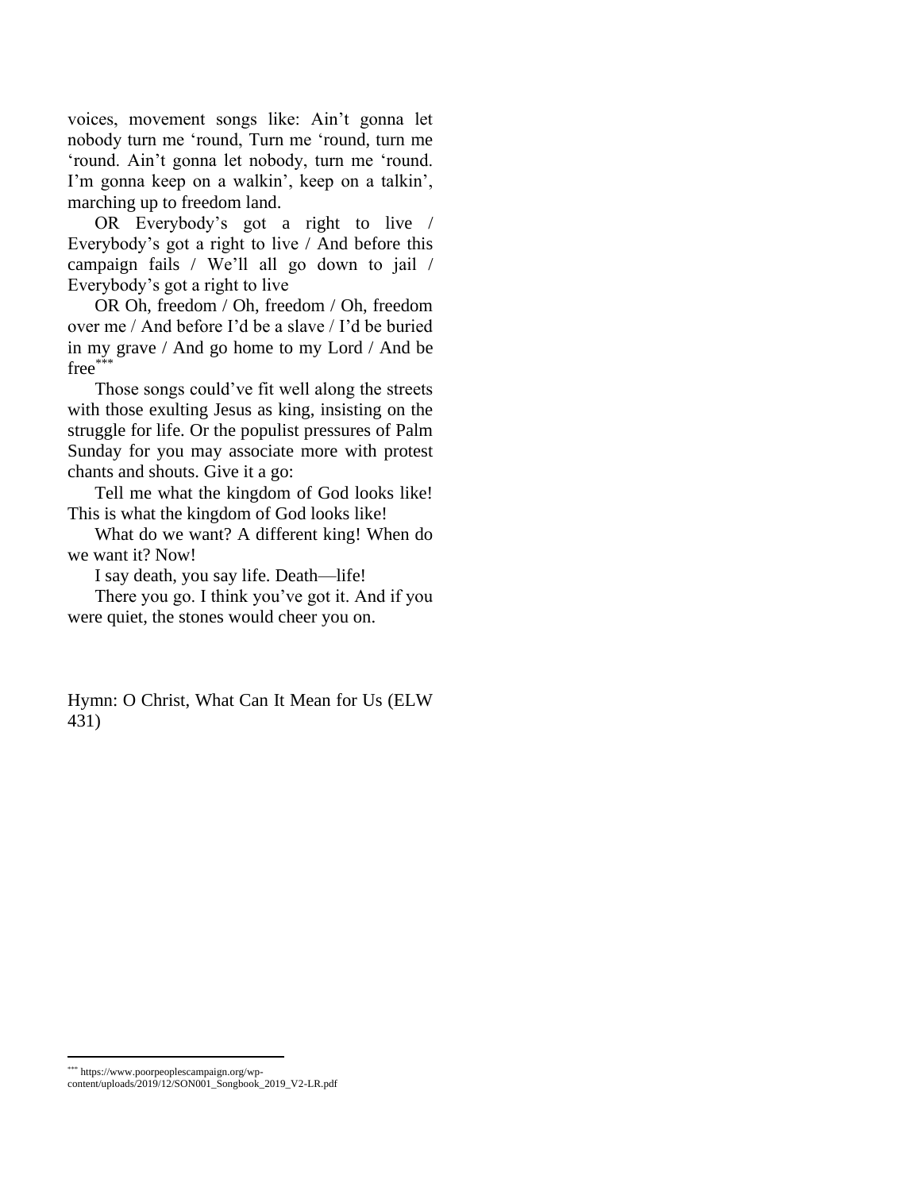voices, movement songs like: Ain't gonna let nobody turn me 'round, Turn me 'round, turn me 'round. Ain't gonna let nobody, turn me 'round. I'm gonna keep on a walkin', keep on a talkin', marching up to freedom land.

OR Everybody's got a right to live / Everybody's got a right to live / And before this campaign fails / We'll all go down to jail / Everybody's got a right to live

OR Oh, freedom / Oh, freedom / Oh, freedom over me / And before I'd be a slave / I'd be buried in my grave / And go home to my Lord / And be free[***]

Those songs could've fit well along the streets with those exulting Jesus as king, insisting on the struggle for life. Or the populist pressures of Palm Sunday for you may associate more with protest chants and shouts. Give it a go:

Tell me what the kingdom of God looks like! This is what the kingdom of God looks like!

What do we want? A different king! When do we want it? Now!

I say death, you say life. Death—life!

There you go. I think you've got it. And if you were quiet, the stones would cheer you on.

Hymn: O Christ, What Can It Mean for Us (ELW 431)

---

[***] https://www.poorpeoplescampaign.org/wp-content/uploads/2019/12/SON001_Songbook_2019_V2-LR.pdf